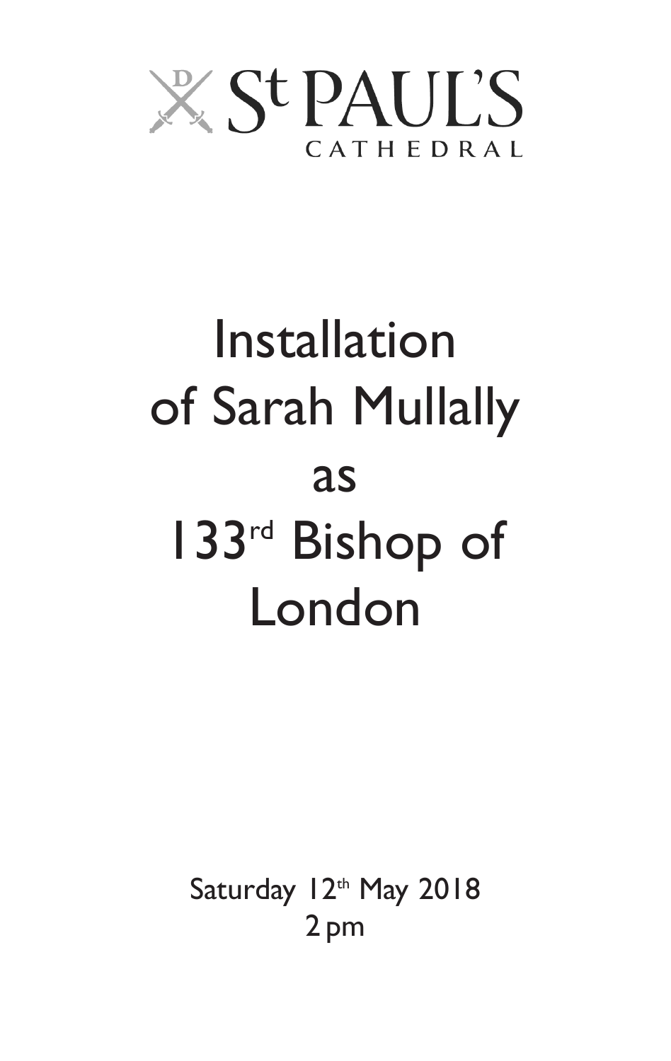St PAUL'S CATHEDRAL

# Installation of Sarah Mullally as 133rd Bishop of London

Saturday 12th May 2018
2 pm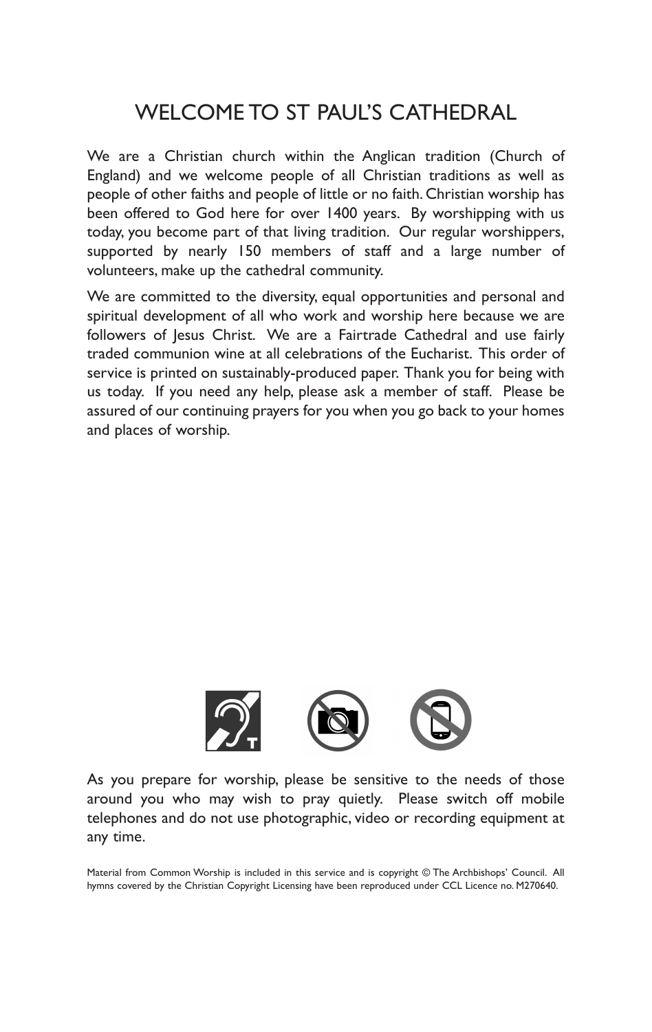# WELCOME TO ST PAUL'S CATHEDRAL

We are a Christian church within the Anglican tradition (Church of England) and we welcome people of all Christian traditions as well as people of other faiths and people of little or no faith. Christian worship has been offered to God here for over 1400 years. By worshipping with us today, you become part of that living tradition. Our regular worshippers, supported by nearly 150 members of staff and a large number of volunteers, make up the cathedral community.

We are committed to the diversity, equal opportunities and personal and spiritual development of all who work and worship here because we are followers of Jesus Christ. We are a Fairtrade Cathedral and use fairly traded communion wine at all celebrations of the Eucharist. This order of service is printed on sustainably-produced paper. Thank you for being with us today. If you need any help, please ask a member of staff. Please be assured of our continuing prayers for you when you go back to your homes and places of worship.

As you prepare for worship, please be sensitive to the needs of those around you who may wish to pray quietly. Please switch off mobile telephones and do not use photographic, video or recording equipment at any time.

Material from Common Worship is included in this service and is copyright © The Archbishops' Council. All hymns covered by the Christian Copyright Licensing have been reproduced under CCL Licence no. M270640.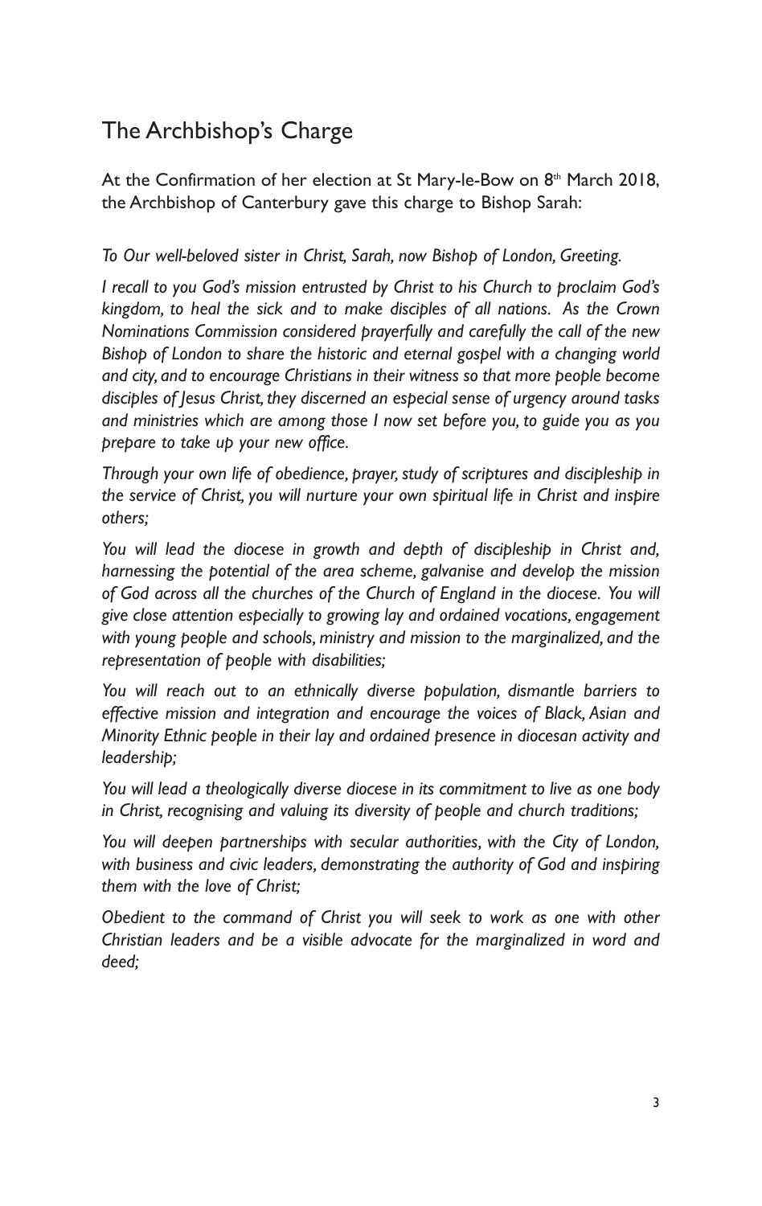## The Archbishop's Charge

At the Confirmation of her election at St Mary-le-Bow on 8th March 2018, the Archbishop of Canterbury gave this charge to Bishop Sarah:

*To Our well-beloved sister in Christ, Sarah, now Bishop of London, Greeting.*

*I recall to you God's mission entrusted by Christ to his Church to proclaim God's kingdom, to heal the sick and to make disciples of all nations. As the Crown Nominations Commission considered prayerfully and carefully the call of the new Bishop of London to share the historic and eternal gospel with a changing world and city, and to encourage Christians in their witness so that more people become disciples of Jesus Christ, they discerned an especial sense of urgency around tasks and ministries which are among those I now set before you, to guide you as you prepare to take up your new office.*

*Through your own life of obedience, prayer, study of scriptures and discipleship in the service of Christ, you will nurture your own spiritual life in Christ and inspire others;*

*You will lead the diocese in growth and depth of discipleship in Christ and, harnessing the potential of the area scheme, galvanise and develop the mission of God across all the churches of the Church of England in the diocese. You will give close attention especially to growing lay and ordained vocations, engagement with young people and schools, ministry and mission to the marginalized, and the representation of people with disabilities;*

*You will reach out to an ethnically diverse population, dismantle barriers to effective mission and integration and encourage the voices of Black, Asian and Minority Ethnic people in their lay and ordained presence in diocesan activity and leadership;*

*You will lead a theologically diverse diocese in its commitment to live as one body in Christ, recognising and valuing its diversity of people and church traditions;*

*You will deepen partnerships with secular authorities, with the City of London, with business and civic leaders, demonstrating the authority of God and inspiring them with the love of Christ;*

*Obedient to the command of Christ you will seek to work as one with other Christian leaders and be a visible advocate for the marginalized in word and deed;*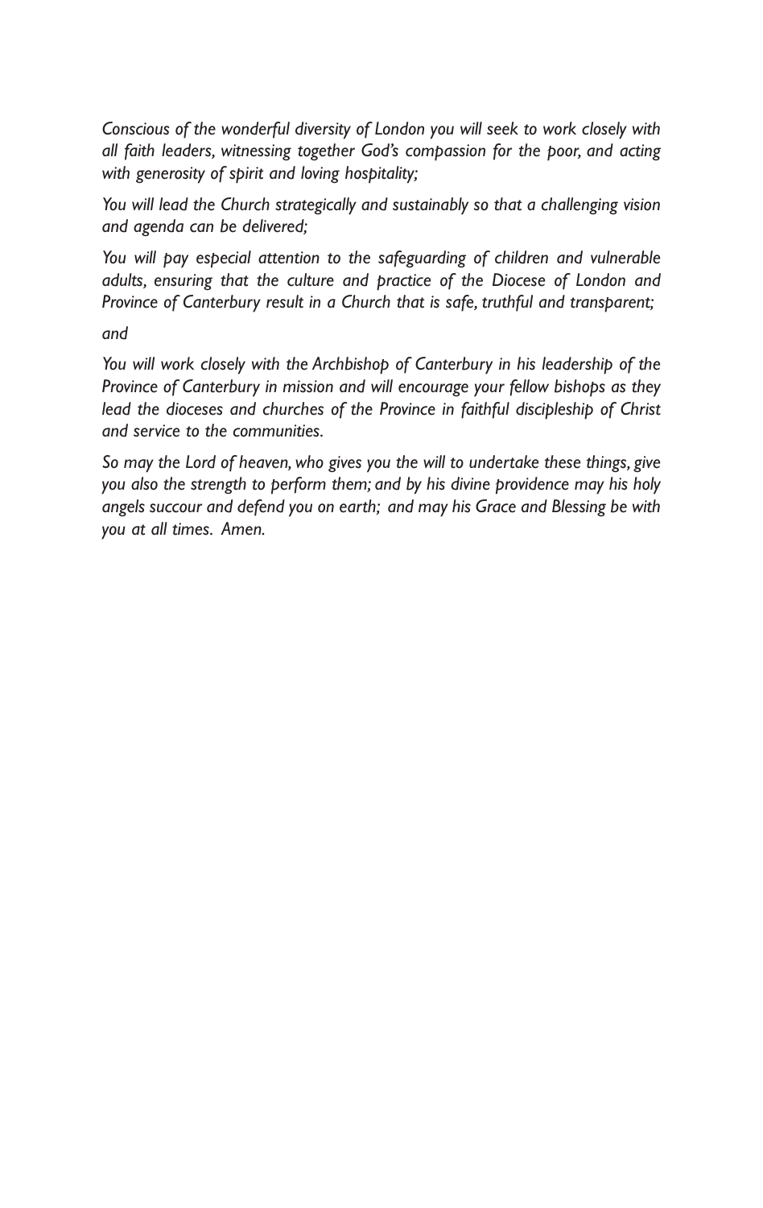*Conscious of the wonderful diversity of London you will seek to work closely with all faith leaders, witnessing together God's compassion for the poor, and acting with generosity of spirit and loving hospitality;*

*You will lead the Church strategically and sustainably so that a challenging vision and agenda can be delivered;*

*You will pay especial attention to the safeguarding of children and vulnerable adults, ensuring that the culture and practice of the Diocese of London and Province of Canterbury result in a Church that is safe, truthful and transparent;*

*and*

*You will work closely with the Archbishop of Canterbury in his leadership of the Province of Canterbury in mission and will encourage your fellow bishops as they lead the dioceses and churches of the Province in faithful discipleship of Christ and service to the communities.*

*So may the Lord of heaven, who gives you the will to undertake these things, give you also the strength to perform them; and by his divine providence may his holy angels succour and defend you on earth; and may his Grace and Blessing be with you at all times. Amen.*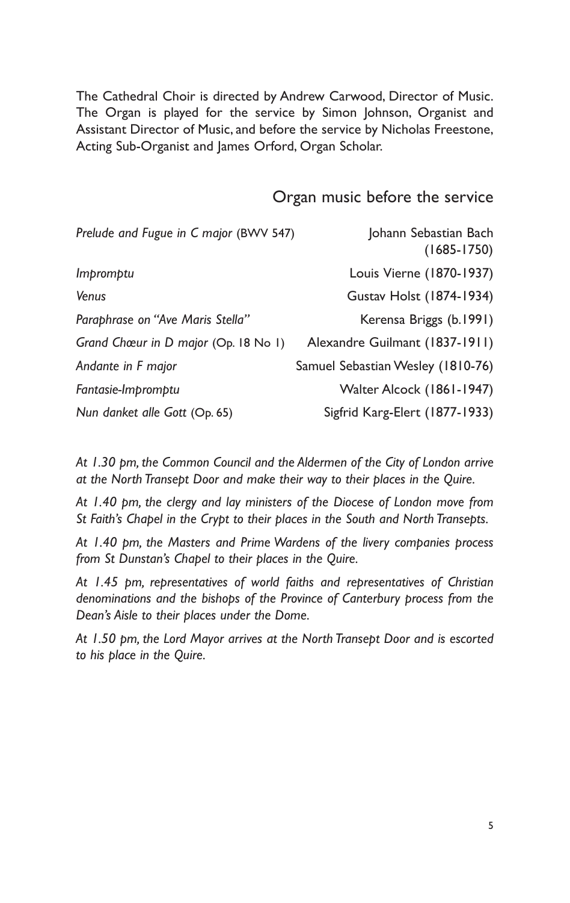The Cathedral Choir is directed by Andrew Carwood, Director of Music. The Organ is played for the service by Simon Johnson, Organist and Assistant Director of Music, and before the service by Nicholas Freestone, Acting Sub-Organist and James Orford, Organ Scholar.

## Organ music before the service

| | |
|---|---|
| *Prelude and Fugue in C major* (BWV 547) | Johann Sebastian Bach (1685-1750) |
| *Impromptu* | Louis Vierne (1870-1937) |
| *Venus* | Gustav Holst (1874-1934) |
| *Paraphrase on "Ave Maris Stella"* | Kerensa Briggs (b.1991) |
| *Grand Chœur in D major* (Op. 18 No 1) | Alexandre Guilmant (1837-1911) |
| *Andante in F major* | Samuel Sebastian Wesley (1810-76) |
| *Fantasie-Impromptu* | Walter Alcock (1861-1947) |
| *Nun danket alle Gott* (Op. 65) | Sigfrid Karg-Elert (1877-1933) |

*At 1.30 pm, the Common Council and the Aldermen of the City of London arrive at the North Transept Door and make their way to their places in the Quire.*

*At 1.40 pm, the clergy and lay ministers of the Diocese of London move from St Faith's Chapel in the Crypt to their places in the South and North Transepts.*

*At 1.40 pm, the Masters and Prime Wardens of the livery companies process from St Dunstan's Chapel to their places in the Quire.*

*At 1.45 pm, representatives of world faiths and representatives of Christian denominations and the bishops of the Province of Canterbury process from the Dean's Aisle to their places under the Dome.*

*At 1.50 pm, the Lord Mayor arrives at the North Transept Door and is escorted to his place in the Quire.*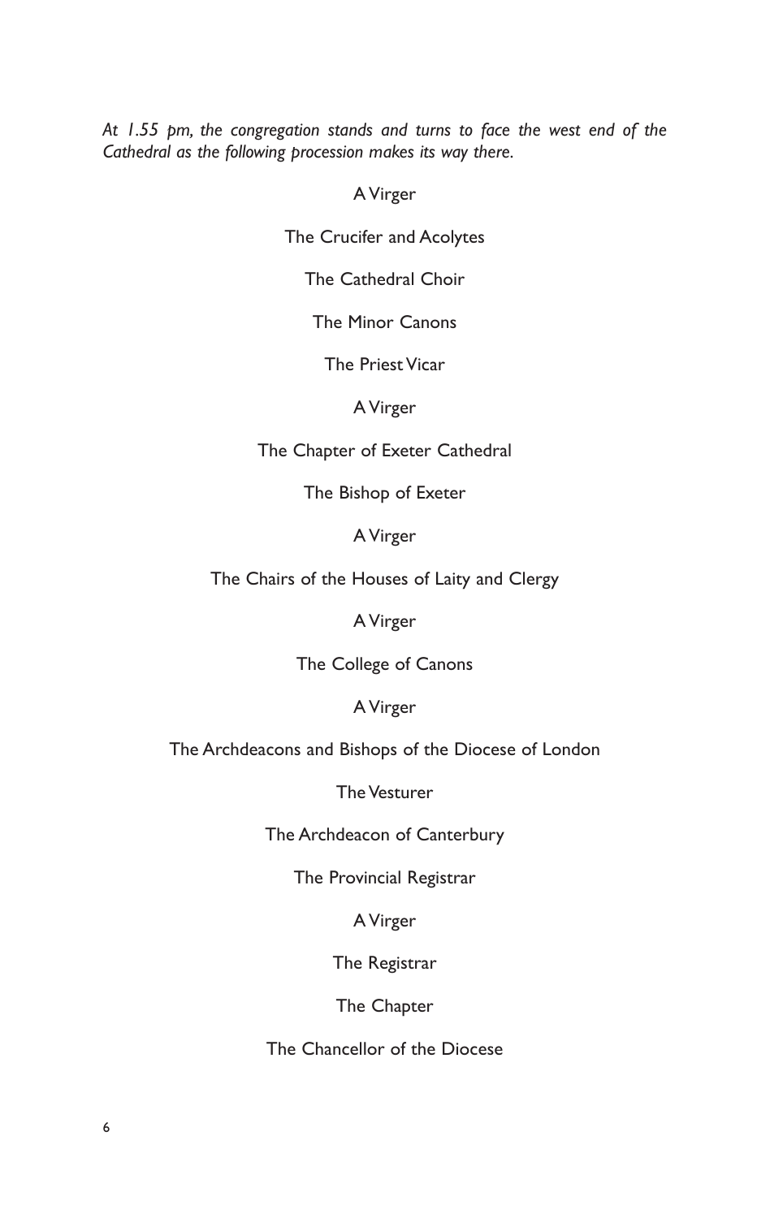*At 1.55 pm, the congregation stands and turns to face the west end of the Cathedral as the following procession makes its way there.*

A Virger

The Crucifer and Acolytes

The Cathedral Choir

The Minor Canons

The Priest Vicar

A Virger

The Chapter of Exeter Cathedral

The Bishop of Exeter

A Virger

The Chairs of the Houses of Laity and Clergy

A Virger

The College of Canons

A Virger

The Archdeacons and Bishops of the Diocese of London

The Vesturer

The Archdeacon of Canterbury

The Provincial Registrar

A Virger

The Registrar

The Chapter

The Chancellor of the Diocese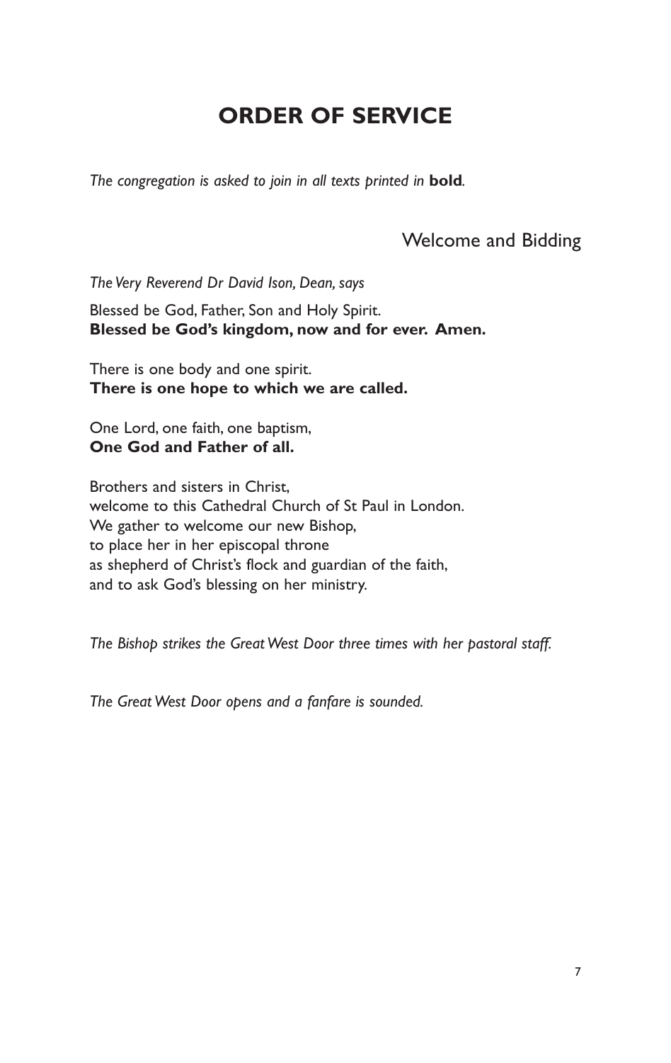# ORDER OF SERVICE

*The congregation is asked to join in all texts printed in* **bold***.*

## Welcome and Bidding

*The Very Reverend Dr David Ison, Dean, says*

Blessed be God, Father, Son and Holy Spirit.
**Blessed be God's kingdom, now and for ever. Amen.**

There is one body and one spirit.
**There is one hope to which we are called.**

One Lord, one faith, one baptism,
**One God and Father of all.**

Brothers and sisters in Christ,
welcome to this Cathedral Church of St Paul in London.
We gather to welcome our new Bishop,
to place her in her episcopal throne
as shepherd of Christ's flock and guardian of the faith,
and to ask God's blessing on her ministry.

*The Bishop strikes the Great West Door three times with her pastoral staff.*

*The Great West Door opens and a fanfare is sounded.*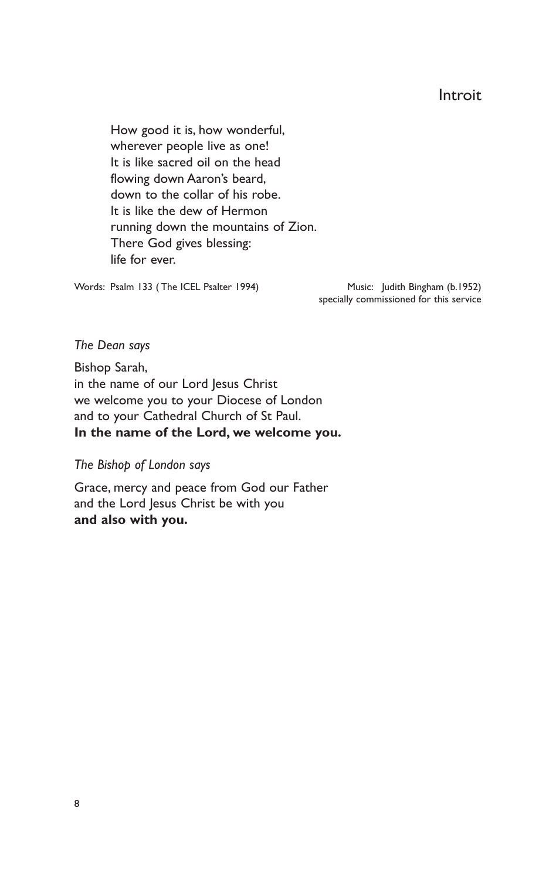# Introit

How good it is, how wonderful,
wherever people live as one!
It is like sacred oil on the head
flowing down Aaron's beard,
down to the collar of his robe.
It is like the dew of Hermon
running down the mountains of Zion.
There God gives blessing:
life for ever.

Words: Psalm 133 ( The ICEL Psalter 1994)

Music: Judith Bingham (b.1952)
specially commissioned for this service

*The Dean says*

Bishop Sarah,
in the name of our Lord Jesus Christ
we welcome you to your Diocese of London
and to your Cathedral Church of St Paul.
**In the name of the Lord, we welcome you.**

*The Bishop of London says*

Grace, mercy and peace from God our Father
and the Lord Jesus Christ be with you
**and also with you.**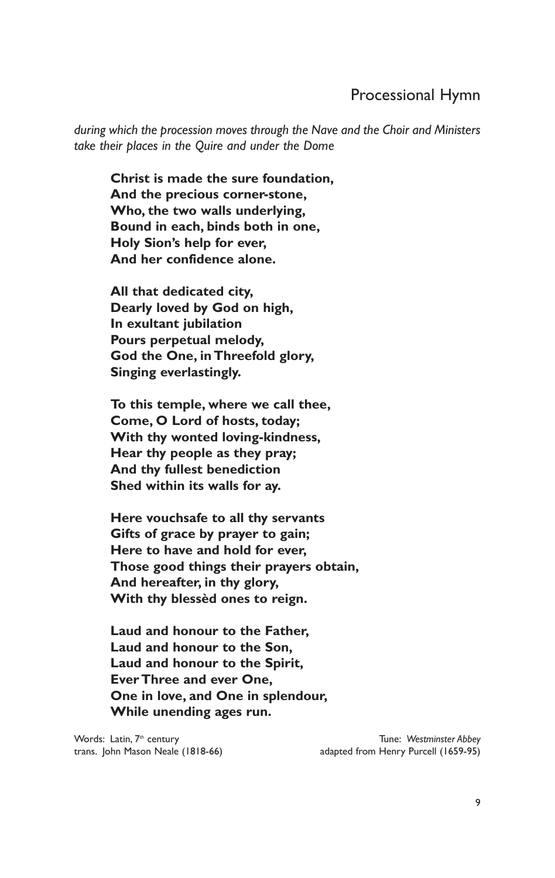## Processional Hymn

*during which the procession moves through the Nave and the Choir and Ministers take their places in the Quire and under the Dome*

**Christ is made the sure foundation,**
**And the precious corner-stone,**
**Who, the two walls underlying,**
**Bound in each, binds both in one,**
**Holy Sion's help for ever,**
**And her confidence alone.**

**All that dedicated city,**
**Dearly loved by God on high,**
**In exultant jubilation**
**Pours perpetual melody,**
**God the One, in Threefold glory,**
**Singing everlastingly.**

**To this temple, where we call thee,**
**Come, O Lord of hosts, today;**
**With thy wonted loving-kindness,**
**Hear thy people as they pray;**
**And thy fullest benediction**
**Shed within its walls for ay.**

**Here vouchsafe to all thy servants**
**Gifts of grace by prayer to gain;**
**Here to have and hold for ever,**
**Those good things their prayers obtain,**
**And hereafter, in thy glory,**
**With thy blessèd ones to reign.**

**Laud and honour to the Father,**
**Laud and honour to the Son,**
**Laud and honour to the Spirit,**
**Ever Three and ever One,**
**One in love, and One in splendour,**
**While unending ages run.**

Words: Latin, 7th century
trans. John Mason Neale (1818-66)

Tune: *Westminster Abbey*
adapted from Henry Purcell (1659-95)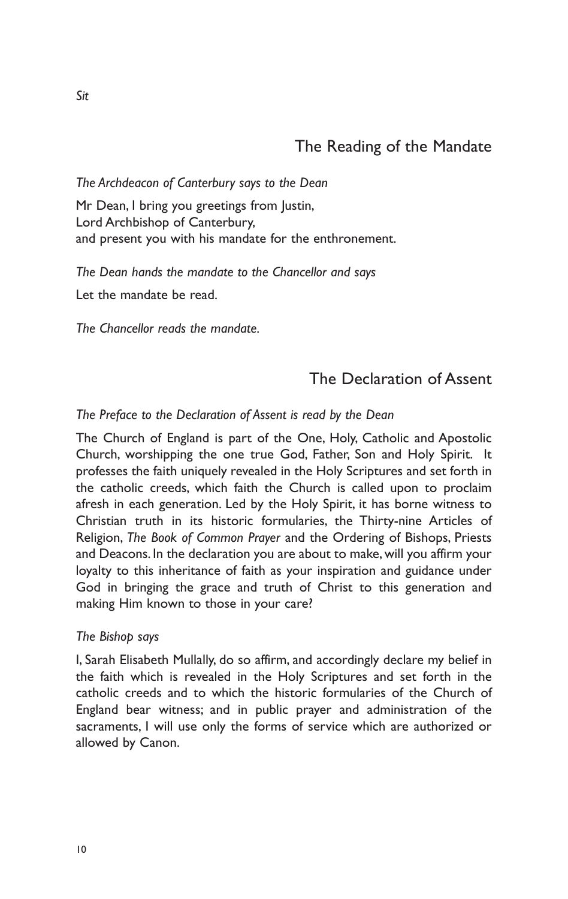*Sit*

## The Reading of the Mandate

*The Archdeacon of Canterbury says to the Dean*

Mr Dean, I bring you greetings from Justin,
Lord Archbishop of Canterbury,
and present you with his mandate for the enthronement.

*The Dean hands the mandate to the Chancellor and says*

Let the mandate be read.

*The Chancellor reads the mandate.*

## The Declaration of Assent

*The Preface to the Declaration of Assent is read by the Dean*

The Church of England is part of the One, Holy, Catholic and Apostolic Church, worshipping the one true God, Father, Son and Holy Spirit. It professes the faith uniquely revealed in the Holy Scriptures and set forth in the catholic creeds, which faith the Church is called upon to proclaim afresh in each generation. Led by the Holy Spirit, it has borne witness to Christian truth in its historic formularies, the Thirty-nine Articles of Religion, *The Book of Common Prayer* and the Ordering of Bishops, Priests and Deacons. In the declaration you are about to make, will you affirm your loyalty to this inheritance of faith as your inspiration and guidance under God in bringing the grace and truth of Christ to this generation and making Him known to those in your care?

*The Bishop says*

I, Sarah Elisabeth Mullally, do so affirm, and accordingly declare my belief in the faith which is revealed in the Holy Scriptures and set forth in the catholic creeds and to which the historic formularies of the Church of England bear witness; and in public prayer and administration of the sacraments, I will use only the forms of service which are authorized or allowed by Canon.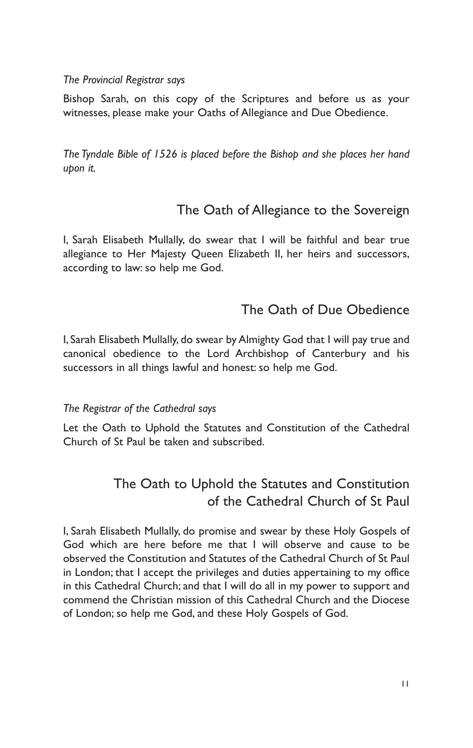*The Provincial Registrar says*

Bishop Sarah, on this copy of the Scriptures and before us as your witnesses, please make your Oaths of Allegiance and Due Obedience.

*The Tyndale Bible of 1526 is placed before the Bishop and she places her hand upon it.*

## The Oath of Allegiance to the Sovereign

I, Sarah Elisabeth Mullally, do swear that I will be faithful and bear true allegiance to Her Majesty Queen Elizabeth II, her heirs and successors, according to law: so help me God.

## The Oath of Due Obedience

I, Sarah Elisabeth Mullally, do swear by Almighty God that I will pay true and canonical obedience to the Lord Archbishop of Canterbury and his successors in all things lawful and honest: so help me God.

*The Registrar of the Cathedral says*

Let the Oath to Uphold the Statutes and Constitution of the Cathedral Church of St Paul be taken and subscribed.

## The Oath to Uphold the Statutes and Constitution of the Cathedral Church of St Paul

I, Sarah Elisabeth Mullally, do promise and swear by these Holy Gospels of God which are here before me that I will observe and cause to be observed the Constitution and Statutes of the Cathedral Church of St Paul in London; that I accept the privileges and duties appertaining to my office in this Cathedral Church; and that I will do all in my power to support and commend the Christian mission of this Cathedral Church and the Diocese of London; so help me God, and these Holy Gospels of God.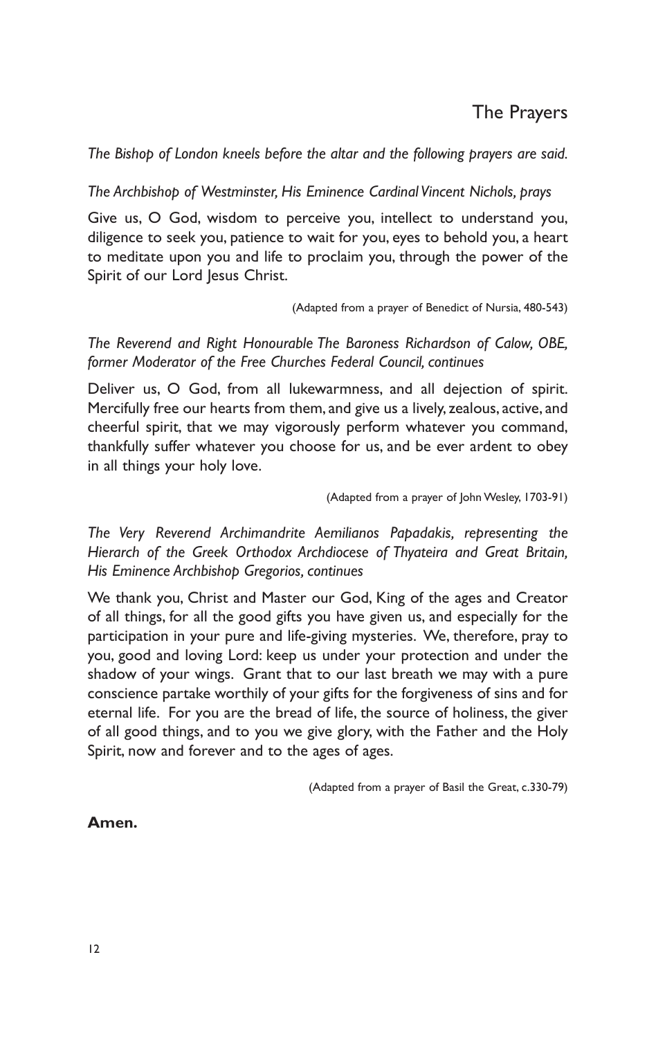# The Prayers

*The Bishop of London kneels before the altar and the following prayers are said.*

*The Archbishop of Westminster, His Eminence Cardinal Vincent Nichols, prays*

Give us, O God, wisdom to perceive you, intellect to understand you, diligence to seek you, patience to wait for you, eyes to behold you, a heart to meditate upon you and life to proclaim you, through the power of the Spirit of our Lord Jesus Christ.

(Adapted from a prayer of Benedict of Nursia, 480-543)

*The Reverend and Right Honourable The Baroness Richardson of Calow, OBE, former Moderator of the Free Churches Federal Council, continues*

Deliver us, O God, from all lukewarmness, and all dejection of spirit. Mercifully free our hearts from them, and give us a lively, zealous, active, and cheerful spirit, that we may vigorously perform whatever you command, thankfully suffer whatever you choose for us, and be ever ardent to obey in all things your holy love.

(Adapted from a prayer of John Wesley, 1703-91)

*The Very Reverend Archimandrite Aemilianos Papadakis, representing the Hierarch of the Greek Orthodox Archdiocese of Thyateira and Great Britain, His Eminence Archbishop Gregorios, continues*

We thank you, Christ and Master our God, King of the ages and Creator of all things, for all the good gifts you have given us, and especially for the participation in your pure and life-giving mysteries. We, therefore, pray to you, good and loving Lord: keep us under your protection and under the shadow of your wings. Grant that to our last breath we may with a pure conscience partake worthily of your gifts for the forgiveness of sins and for eternal life. For you are the bread of life, the source of holiness, the giver of all good things, and to you we give glory, with the Father and the Holy Spirit, now and forever and to the ages of ages.

(Adapted from a prayer of Basil the Great, c.330-79)

**Amen.**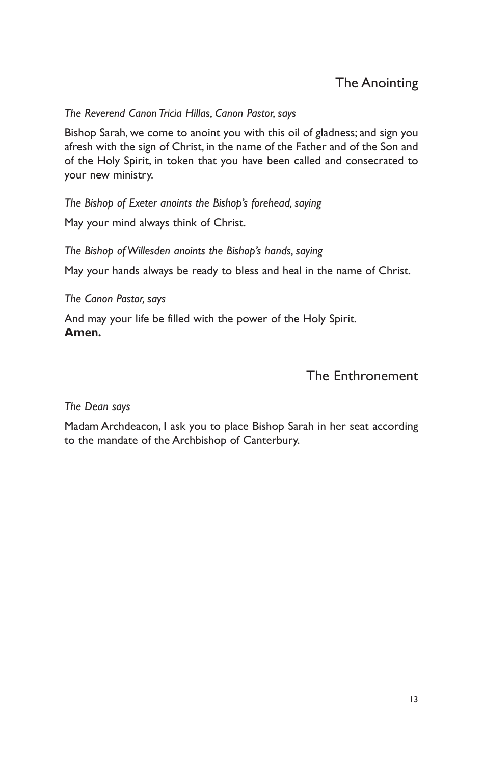## The Anointing

*The Reverend Canon Tricia Hillas, Canon Pastor, says*

Bishop Sarah, we come to anoint you with this oil of gladness; and sign you afresh with the sign of Christ, in the name of the Father and of the Son and of the Holy Spirit, in token that you have been called and consecrated to your new ministry.

*The Bishop of Exeter anoints the Bishop's forehead, saying*

May your mind always think of Christ.

*The Bishop of Willesden anoints the Bishop's hands, saying*

May your hands always be ready to bless and heal in the name of Christ.

*The Canon Pastor, says*

And may your life be filled with the power of the Holy Spirit.
**Amen.**

## The Enthronement

*The Dean says*

Madam Archdeacon, I ask you to place Bishop Sarah in her seat according to the mandate of the Archbishop of Canterbury.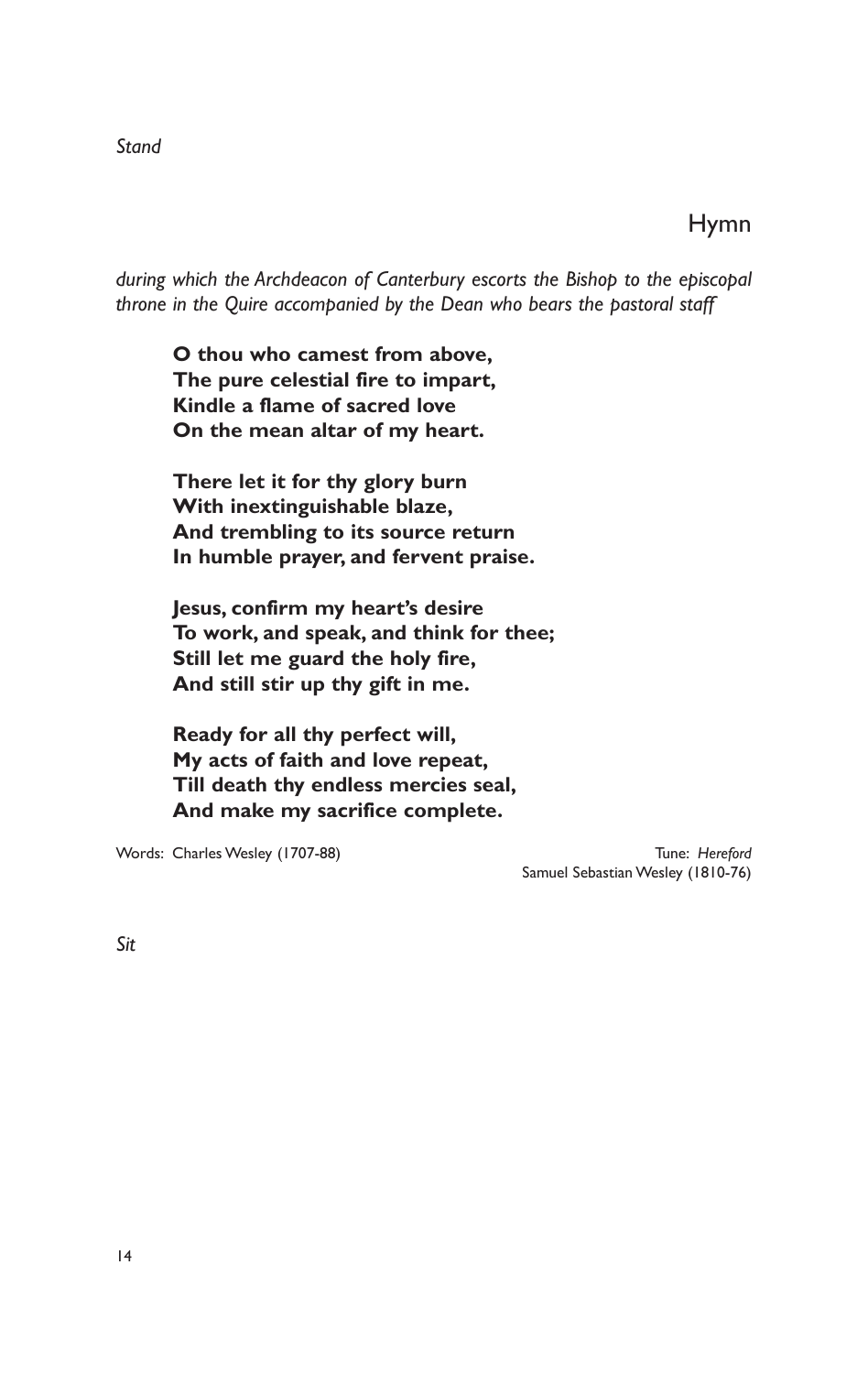*Stand*

## Hymn

*during which the Archdeacon of Canterbury escorts the Bishop to the episcopal throne in the Quire accompanied by the Dean who bears the pastoral staff*

**O thou who camest from above,**
**The pure celestial fire to impart,**
**Kindle a flame of sacred love**
**On the mean altar of my heart.**

**There let it for thy glory burn**
**With inextinguishable blaze,**
**And trembling to its source return**
**In humble prayer, and fervent praise.**

**Jesus, confirm my heart's desire**
**To work, and speak, and think for thee;**
**Still let me guard the holy fire,**
**And still stir up thy gift in me.**

**Ready for all thy perfect will,**
**My acts of faith and love repeat,**
**Till death thy endless mercies seal,**
**And make my sacrifice complete.**

Words: Charles Wesley (1707-88)

Tune: *Hereford*
Samuel Sebastian Wesley (1810-76)

*Sit*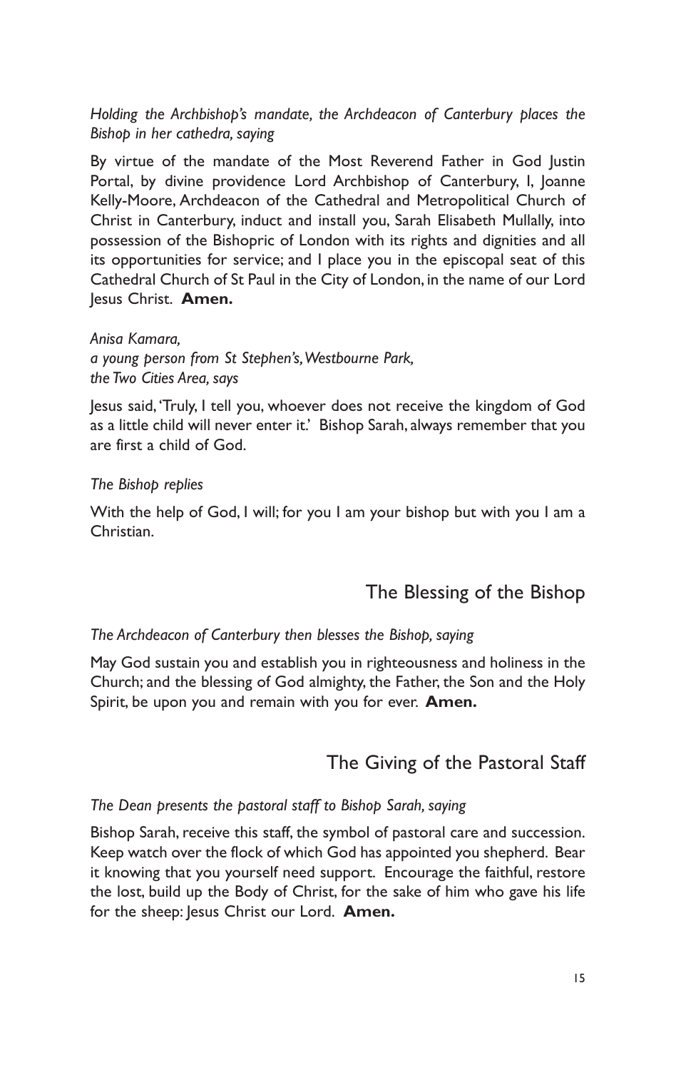*Holding the Archbishop's mandate, the Archdeacon of Canterbury places the Bishop in her cathedra, saying*

By virtue of the mandate of the Most Reverend Father in God Justin Portal, by divine providence Lord Archbishop of Canterbury, I, Joanne Kelly-Moore, Archdeacon of the Cathedral and Metropolitical Church of Christ in Canterbury, induct and install you, Sarah Elisabeth Mullally, into possession of the Bishopric of London with its rights and dignities and all its opportunities for service; and I place you in the episcopal seat of this Cathedral Church of St Paul in the City of London, in the name of our Lord Jesus Christ. **Amen.**

*Anisa Kamara,*
*a young person from St Stephen's, Westbourne Park,*
*the Two Cities Area, says*

Jesus said, 'Truly, I tell you, whoever does not receive the kingdom of God as a little child will never enter it.' Bishop Sarah, always remember that you are first a child of God.

*The Bishop replies*

With the help of God, I will; for you I am your bishop but with you I am a Christian.

## The Blessing of the Bishop

*The Archdeacon of Canterbury then blesses the Bishop, saying*

May God sustain you and establish you in righteousness and holiness in the Church; and the blessing of God almighty, the Father, the Son and the Holy Spirit, be upon you and remain with you for ever. **Amen.**

## The Giving of the Pastoral Staff

*The Dean presents the pastoral staff to Bishop Sarah, saying*

Bishop Sarah, receive this staff, the symbol of pastoral care and succession. Keep watch over the flock of which God has appointed you shepherd. Bear it knowing that you yourself need support. Encourage the faithful, restore the lost, build up the Body of Christ, for the sake of him who gave his life for the sheep: Jesus Christ our Lord. **Amen.**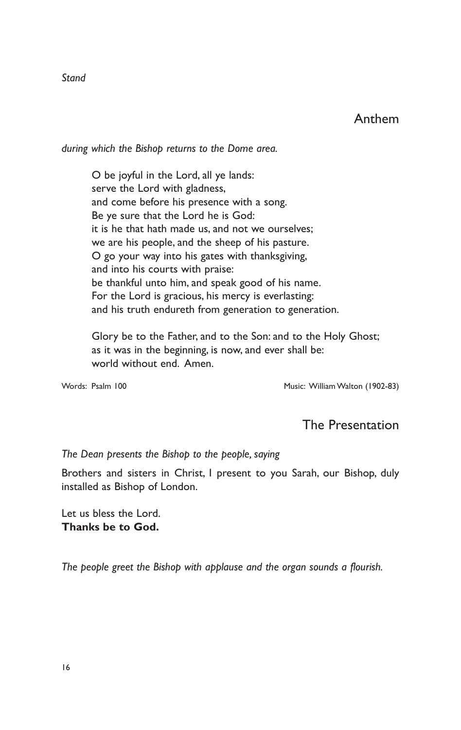*Stand*

## Anthem

*during which the Bishop returns to the Dome area.*

O be joyful in the Lord, all ye lands:
serve the Lord with gladness,
and come before his presence with a song.
Be ye sure that the Lord he is God:
it is he that hath made us, and not we ourselves;
we are his people, and the sheep of his pasture.
O go your way into his gates with thanksgiving,
and into his courts with praise:
be thankful unto him, and speak good of his name.
For the Lord is gracious, his mercy is everlasting:
and his truth endureth from generation to generation.

Glory be to the Father, and to the Son: and to the Holy Ghost;
as it was in the beginning, is now, and ever shall be:
world without end. Amen.

Words: Psalm 100 Music: William Walton (1902-83)

## The Presentation

*The Dean presents the Bishop to the people, saying*

Brothers and sisters in Christ, I present to you Sarah, our Bishop, duly installed as Bishop of London.

Let us bless the Lord.
**Thanks be to God.**

*The people greet the Bishop with applause and the organ sounds a flourish.*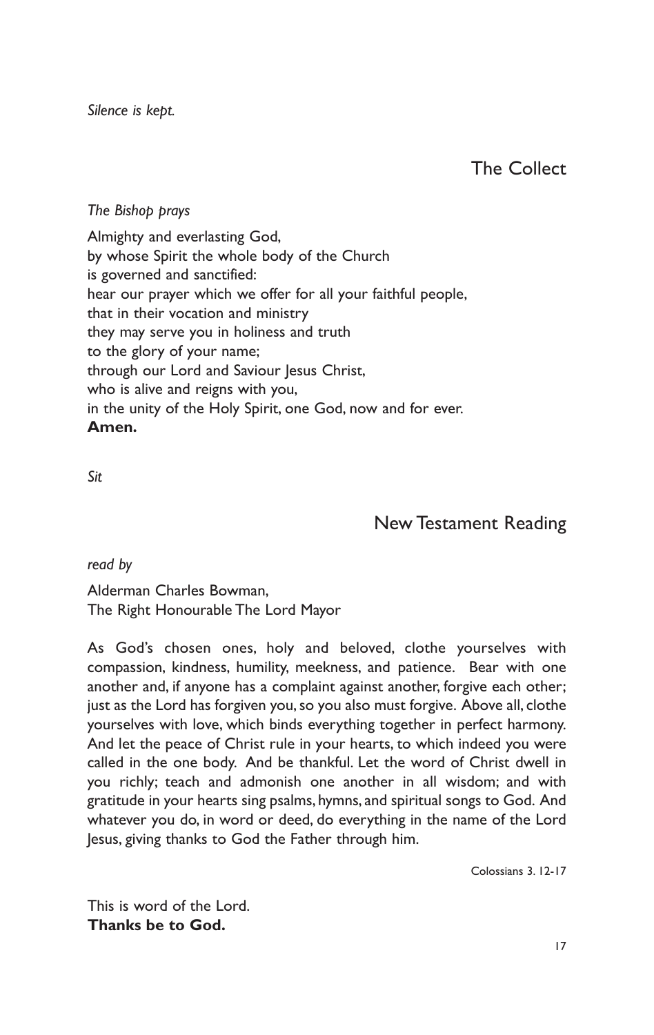*Silence is kept.*

## The Collect

*The Bishop prays*

Almighty and everlasting God,
by whose Spirit the whole body of the Church
is governed and sanctified:
hear our prayer which we offer for all your faithful people,
that in their vocation and ministry
they may serve you in holiness and truth
to the glory of your name;
through our Lord and Saviour Jesus Christ,
who is alive and reigns with you,
in the unity of the Holy Spirit, one God, now and for ever.
**Amen.**

*Sit*

## New Testament Reading

*read by*

Alderman Charles Bowman,
The Right Honourable The Lord Mayor

As God's chosen ones, holy and beloved, clothe yourselves with compassion, kindness, humility, meekness, and patience. Bear with one another and, if anyone has a complaint against another, forgive each other; just as the Lord has forgiven you, so you also must forgive. Above all, clothe yourselves with love, which binds everything together in perfect harmony. And let the peace of Christ rule in your hearts, to which indeed you were called in the one body. And be thankful. Let the word of Christ dwell in you richly; teach and admonish one another in all wisdom; and with gratitude in your hearts sing psalms, hymns, and spiritual songs to God. And whatever you do, in word or deed, do everything in the name of the Lord Jesus, giving thanks to God the Father through him.

Colossians 3. 12-17

This is word of the Lord.
**Thanks be to God.**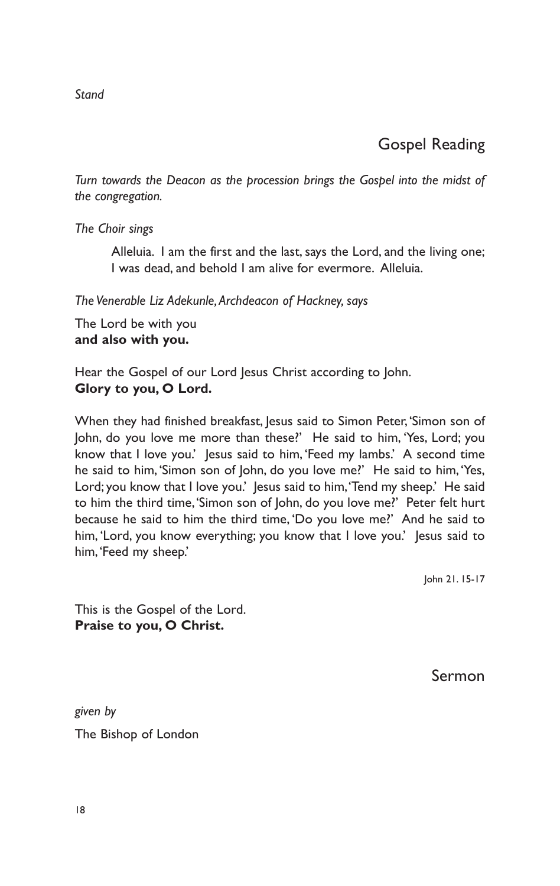*Stand*

## Gospel Reading

*Turn towards the Deacon as the procession brings the Gospel into the midst of the congregation.*

*The Choir sings*

> Alleluia. I am the first and the last, says the Lord, and the living one;
> I was dead, and behold I am alive for evermore. Alleluia.

*The Venerable Liz Adekunle, Archdeacon of Hackney, says*

The Lord be with you
**and also with you.**

Hear the Gospel of our Lord Jesus Christ according to John.
**Glory to you, O Lord.**

When they had finished breakfast, Jesus said to Simon Peter, 'Simon son of John, do you love me more than these?' He said to him, 'Yes, Lord; you know that I love you.' Jesus said to him, 'Feed my lambs.' A second time he said to him, 'Simon son of John, do you love me?' He said to him, 'Yes, Lord; you know that I love you.' Jesus said to him, 'Tend my sheep.' He said to him the third time, 'Simon son of John, do you love me?' Peter felt hurt because he said to him the third time, 'Do you love me?' And he said to him, 'Lord, you know everything; you know that I love you.' Jesus said to him, 'Feed my sheep.'

John 21. 15-17

This is the Gospel of the Lord.
**Praise to you, O Christ.**

## Sermon

*given by*

The Bishop of London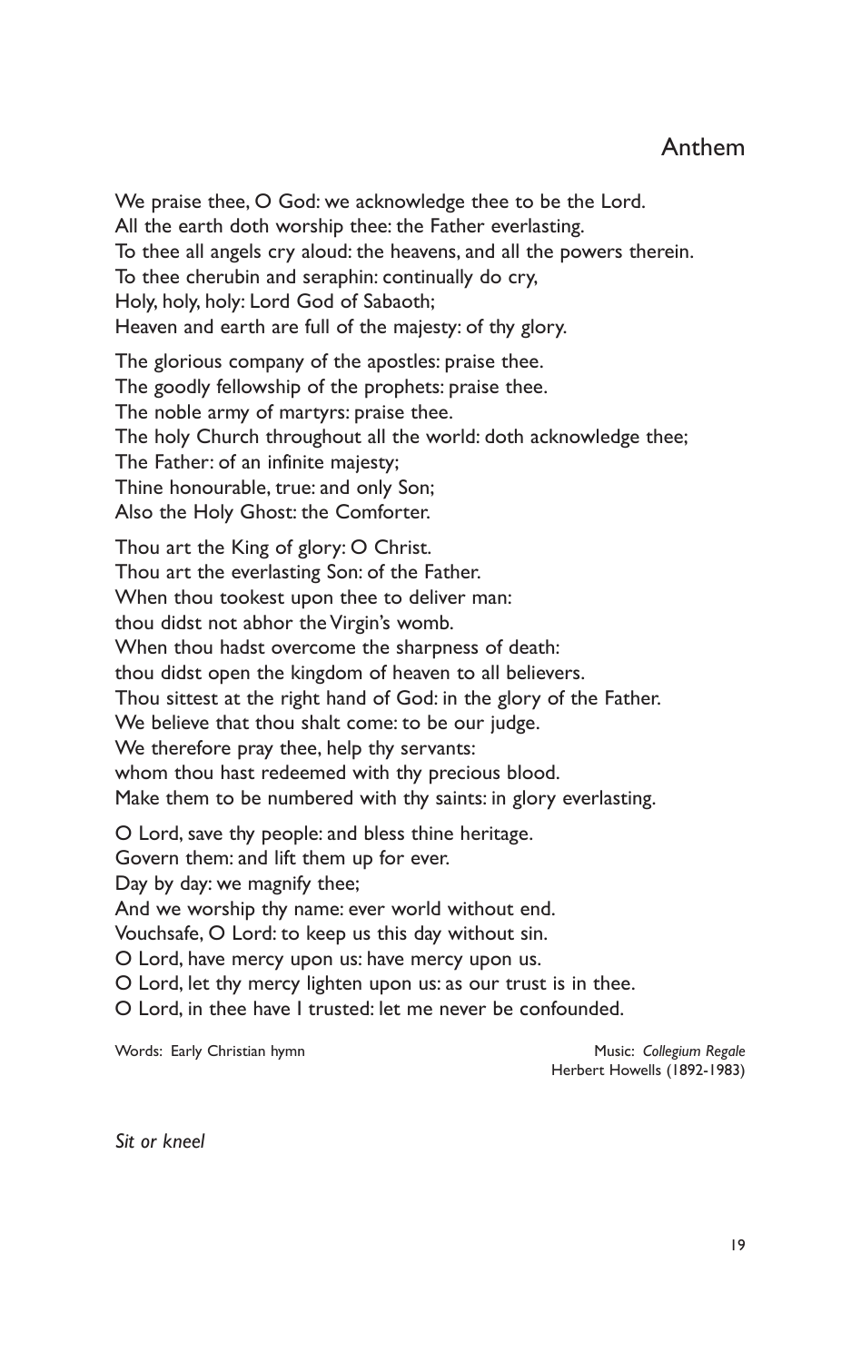## Anthem

We praise thee, O God: we acknowledge thee to be the Lord.
All the earth doth worship thee: the Father everlasting.
To thee all angels cry aloud: the heavens, and all the powers therein.
To thee cherubin and seraphin: continually do cry,
Holy, holy, holy: Lord God of Sabaoth;
Heaven and earth are full of the majesty: of thy glory.

The glorious company of the apostles: praise thee.
The goodly fellowship of the prophets: praise thee.
The noble army of martyrs: praise thee.
The holy Church throughout all the world: doth acknowledge thee;
The Father: of an infinite majesty;
Thine honourable, true: and only Son;
Also the Holy Ghost: the Comforter.

Thou art the King of glory: O Christ.
Thou art the everlasting Son: of the Father.
When thou tookest upon thee to deliver man:
thou didst not abhor the Virgin's womb.
When thou hadst overcome the sharpness of death:
thou didst open the kingdom of heaven to all believers.
Thou sittest at the right hand of God: in the glory of the Father.
We believe that thou shalt come: to be our judge.
We therefore pray thee, help thy servants:
whom thou hast redeemed with thy precious blood.
Make them to be numbered with thy saints: in glory everlasting.

O Lord, save thy people: and bless thine heritage.
Govern them: and lift them up for ever.
Day by day: we magnify thee;
And we worship thy name: ever world without end.
Vouchsafe, O Lord: to keep us this day without sin.
O Lord, have mercy upon us: have mercy upon us.
O Lord, let thy mercy lighten upon us: as our trust is in thee.
O Lord, in thee have I trusted: let me never be confounded.

Words: Early Christian hymn

Music: *Collegium Regale*
Herbert Howells (1892-1983)

*Sit or kneel*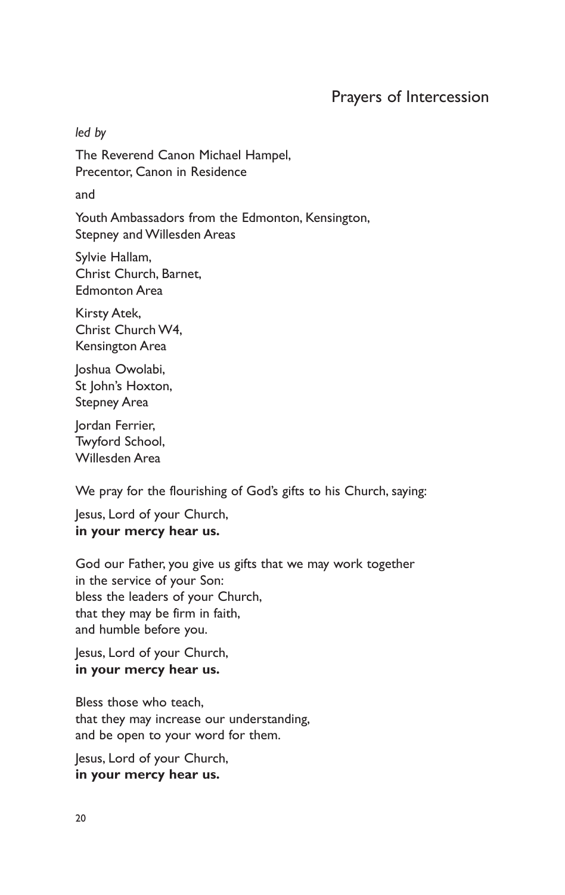## Prayers of Intercession

*led by*

The Reverend Canon Michael Hampel,
Precentor, Canon in Residence

and

Youth Ambassadors from the Edmonton, Kensington,
Stepney and Willesden Areas

Sylvie Hallam,
Christ Church, Barnet,
Edmonton Area

Kirsty Atek,
Christ Church W4,
Kensington Area

Joshua Owolabi,
St John's Hoxton,
Stepney Area

Jordan Ferrier,
Twyford School,
Willesden Area

We pray for the flourishing of God's gifts to his Church, saying:

Jesus, Lord of your Church,
**in your mercy hear us.**

God our Father, you give us gifts that we may work together
in the service of your Son:
bless the leaders of your Church,
that they may be firm in faith,
and humble before you.

Jesus, Lord of your Church,
**in your mercy hear us.**

Bless those who teach,
that they may increase our understanding,
and be open to your word for them.

Jesus, Lord of your Church,
**in your mercy hear us.**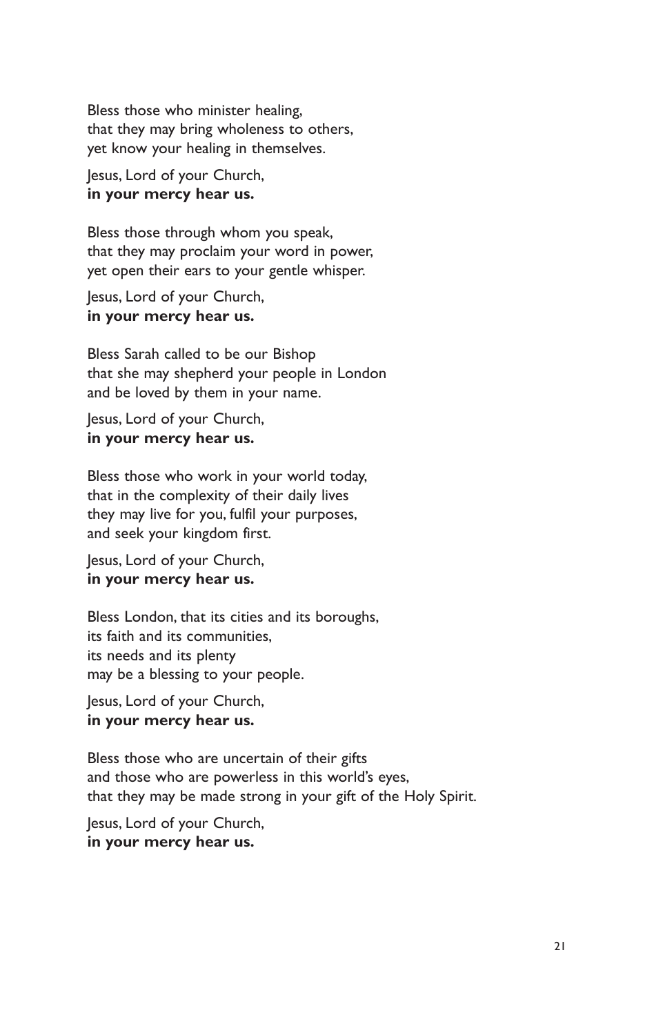Bless those who minister healing,
that they may bring wholeness to others,
yet know your healing in themselves.

Jesus, Lord of your Church,
**in your mercy hear us.**

Bless those through whom you speak,
that they may proclaim your word in power,
yet open their ears to your gentle whisper.

Jesus, Lord of your Church,
**in your mercy hear us.**

Bless Sarah called to be our Bishop
that she may shepherd your people in London
and be loved by them in your name.

Jesus, Lord of your Church,
**in your mercy hear us.**

Bless those who work in your world today,
that in the complexity of their daily lives
they may live for you, fulfil your purposes,
and seek your kingdom first.

Jesus, Lord of your Church,
**in your mercy hear us.**

Bless London, that its cities and its boroughs,
its faith and its communities,
its needs and its plenty
may be a blessing to your people.

Jesus, Lord of your Church,
**in your mercy hear us.**

Bless those who are uncertain of their gifts
and those who are powerless in this world's eyes,
that they may be made strong in your gift of the Holy Spirit.

Jesus, Lord of your Church,
**in your mercy hear us.**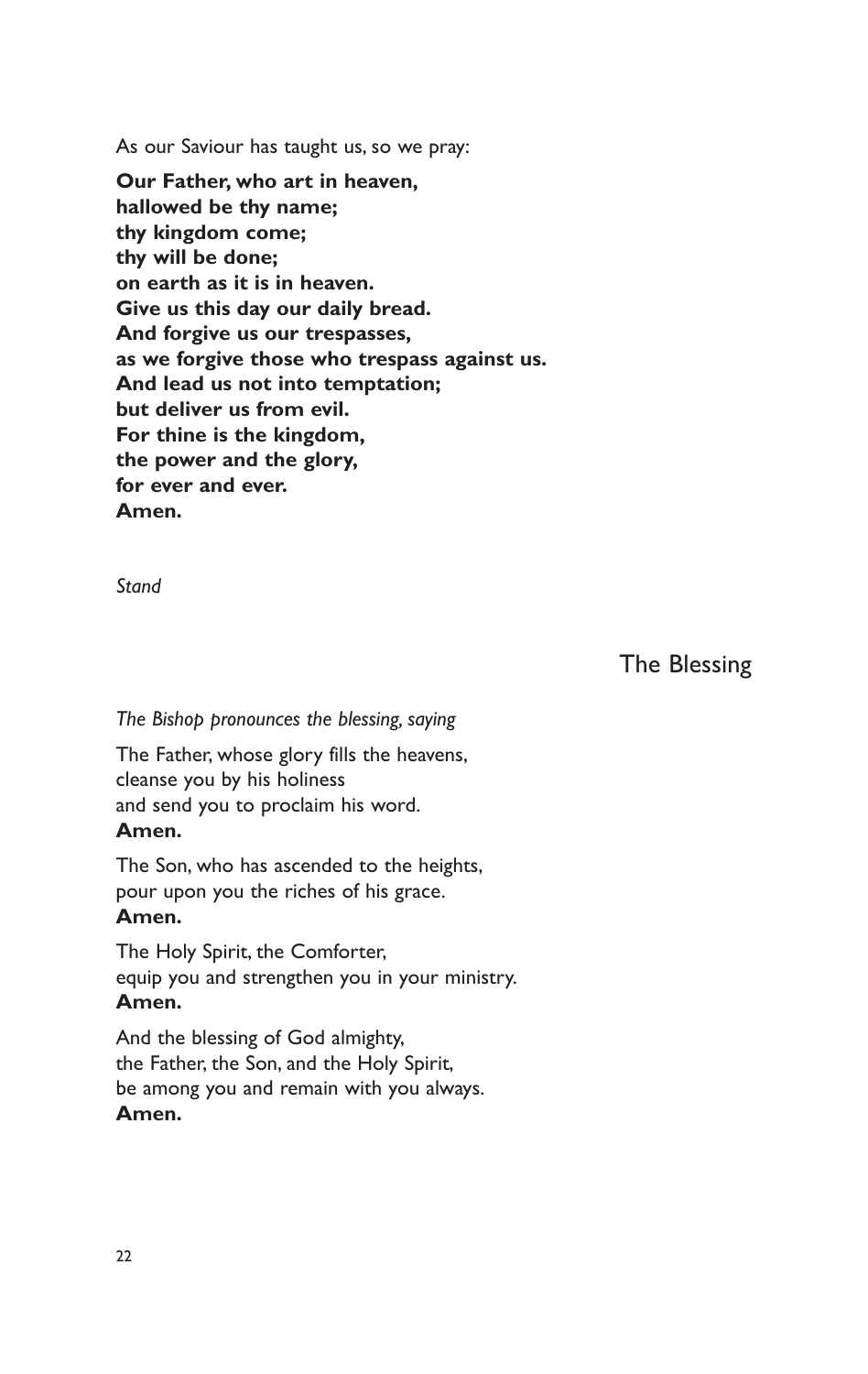As our Saviour has taught us, so we pray:

**Our Father, who art in heaven,**
**hallowed be thy name;**
**thy kingdom come;**
**thy will be done;**
**on earth as it is in heaven.**
**Give us this day our daily bread.**
**And forgive us our trespasses,**
**as we forgive those who trespass against us.**
**And lead us not into temptation;**
**but deliver us from evil.**
**For thine is the kingdom,**
**the power and the glory,**
**for ever and ever.**
**Amen.**

*Stand*

## The Blessing

*The Bishop pronounces the blessing, saying*

The Father, whose glory fills the heavens,
cleanse you by his holiness
and send you to proclaim his word.
**Amen.**

The Son, who has ascended to the heights,
pour upon you the riches of his grace.
**Amen.**

The Holy Spirit, the Comforter,
equip you and strengthen you in your ministry.
**Amen.**

And the blessing of God almighty,
the Father, the Son, and the Holy Spirit,
be among you and remain with you always.
**Amen.**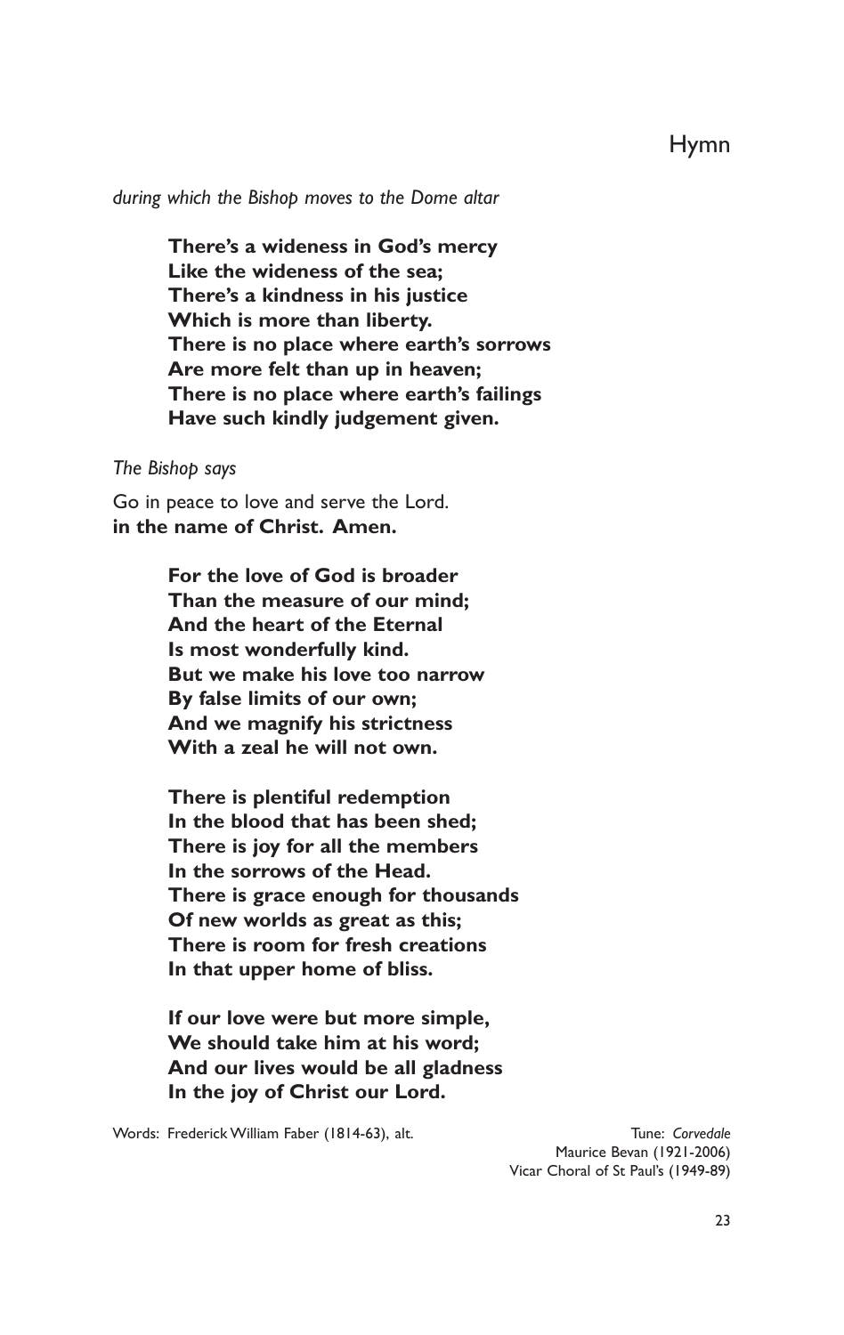## Hymn

*during which the Bishop moves to the Dome altar*

**There's a wideness in God's mercy**
**Like the wideness of the sea;**
**There's a kindness in his justice**
**Which is more than liberty.**
**There is no place where earth's sorrows**
**Are more felt than up in heaven;**
**There is no place where earth's failings**
**Have such kindly judgement given.**

*The Bishop says*

Go in peace to love and serve the Lord.
**in the name of Christ. Amen.**

**For the love of God is broader**
**Than the measure of our mind;**
**And the heart of the Eternal**
**Is most wonderfully kind.**
**But we make his love too narrow**
**By false limits of our own;**
**And we magnify his strictness**
**With a zeal he will not own.**

**There is plentiful redemption**
**In the blood that has been shed;**
**There is joy for all the members**
**In the sorrows of the Head.**
**There is grace enough for thousands**
**Of new worlds as great as this;**
**There is room for fresh creations**
**In that upper home of bliss.**

**If our love were but more simple,**
**We should take him at his word;**
**And our lives would be all gladness**
**In the joy of Christ our Lord.**

Words: Frederick William Faber (1814-63), alt.

Tune: *Corvedale*
Maurice Bevan (1921-2006)
Vicar Choral of St Paul's (1949-89)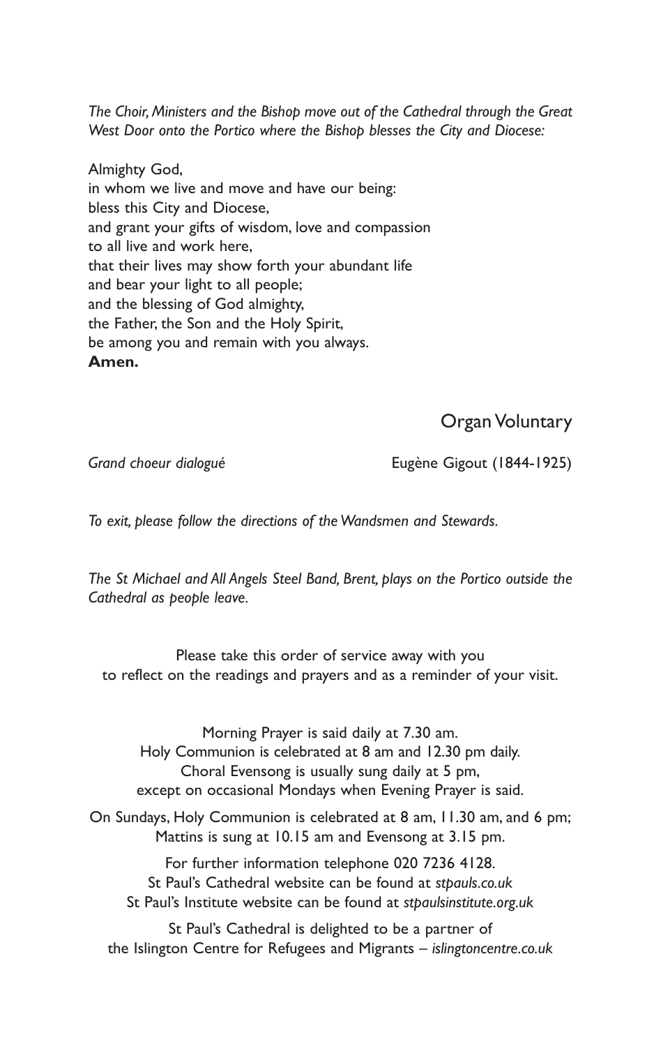*The Choir, Ministers and the Bishop move out of the Cathedral through the Great West Door onto the Portico where the Bishop blesses the City and Diocese:*

Almighty God,
in whom we live and move and have our being:
bless this City and Diocese,
and grant your gifts of wisdom, love and compassion
to all live and work here,
that their lives may show forth your abundant life
and bear your light to all people;
and the blessing of God almighty,
the Father, the Son and the Holy Spirit,
be among you and remain with you always.
**Amen.**

## Organ Voluntary

*Grand choeur dialogué* Eugène Gigout (1844-1925)

*To exit, please follow the directions of the Wandsmen and Stewards.*

*The St Michael and All Angels Steel Band, Brent, plays on the Portico outside the Cathedral as people leave.*

Please take this order of service away with you
to reflect on the readings and prayers and as a reminder of your visit.

Morning Prayer is said daily at 7.30 am.
Holy Communion is celebrated at 8 am and 12.30 pm daily.
Choral Evensong is usually sung daily at 5 pm,
except on occasional Mondays when Evening Prayer is said.

On Sundays, Holy Communion is celebrated at 8 am, 11.30 am, and 6 pm;
Mattins is sung at 10.15 am and Evensong at 3.15 pm.

For further information telephone 020 7236 4128.
St Paul's Cathedral website can be found at *stpauls.co.uk*
St Paul's Institute website can be found at *stpaulsinstitute.org.uk*

St Paul's Cathedral is delighted to be a partner of
the Islington Centre for Refugees and Migrants – *islingtoncentre.co.uk*